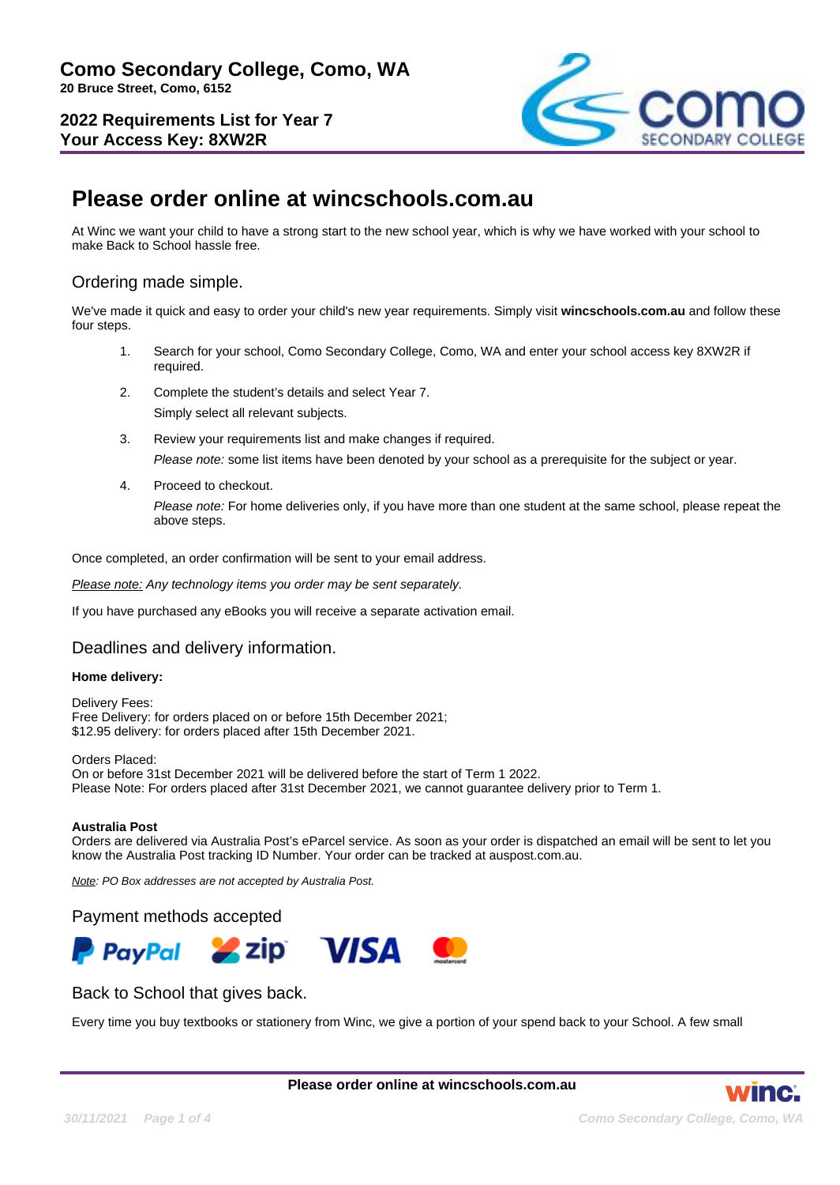**Como Secondary College, Como, WA**
**20 Bruce Street, Como, 6152**

**2022 Requirements List for Year 7**
**Your Access Key: 8XW2R**

# Please order online at wincschools.com.au

At Winc we want your child to have a strong start to the new school year, which is why we have worked with your school to make Back to School hassle free.

## Ordering made simple.

We've made it quick and easy to order your child's new year requirements. Simply visit **wincschools.com.au** and follow these four steps.

1. Search for your school, Como Secondary College, Como, WA and enter your school access key 8XW2R if required.
2. Complete the student's details and select Year 7.
   Simply select all relevant subjects.
3. Review your requirements list and make changes if required.
   *Please note:* some list items have been denoted by your school as a prerequisite for the subject or year.
4. Proceed to checkout.
   *Please note:* For home deliveries only, if you have more than one student at the same school, please repeat the above steps.

Once completed, an order confirmation will be sent to your email address.

*Please note: Any technology items you order may be sent separately.*

If you have purchased any eBooks you will receive a separate activation email.

## Deadlines and delivery information.

**Home delivery:**

Delivery Fees:
Free Delivery: for orders placed on or before 15th December 2021;
$12.95 delivery: for orders placed after 15th December 2021.

Orders Placed:
On or before 31st December 2021 will be delivered before the start of Term 1 2022.
Please Note: For orders placed after 31st December 2021, we cannot guarantee delivery prior to Term 1.

**Australia Post**
Orders are delivered via Australia Post's eParcel service. As soon as your order is dispatched an email will be sent to let you know the Australia Post tracking ID Number. Your order can be tracked at auspost.com.au.

*Note: PO Box addresses are not accepted by Australia Post.*

## Payment methods accepted

PayPal, zip, VISA, mastercard

## Back to School that gives back.

Every time you buy textbooks or stationery from Winc, we give a portion of your spend back to your School. A few small

**Please order online at wincschools.com.au**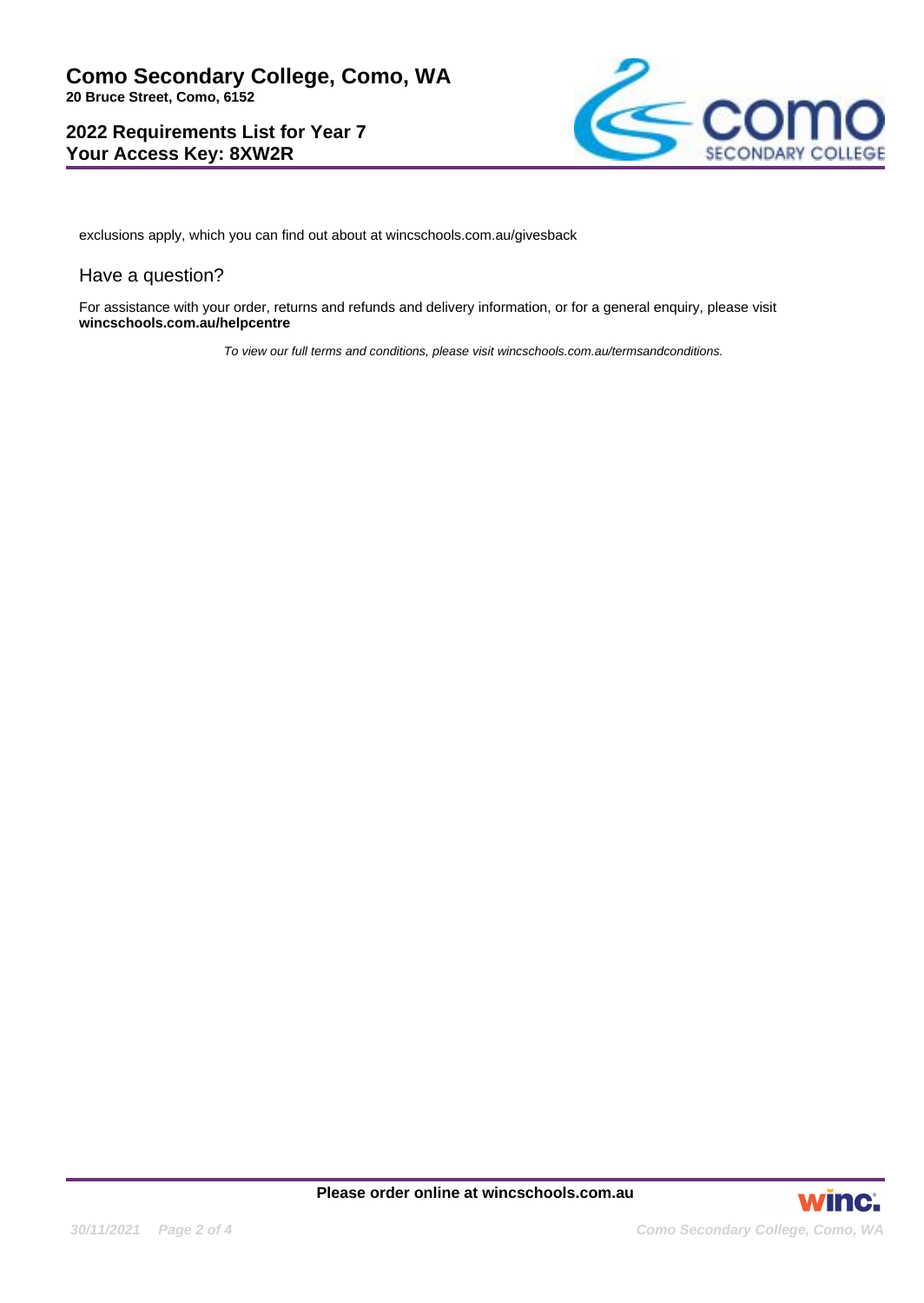exclusions apply, which you can find out about at wincschools.com.au/givesback

## Have a question?

For assistance with your order, returns and refunds and delivery information, or for a general enquiry, please visit **wincschools.com.au/helpcentre**

*To view our full terms and conditions, please visit wincschools.com.au/termsandconditions.*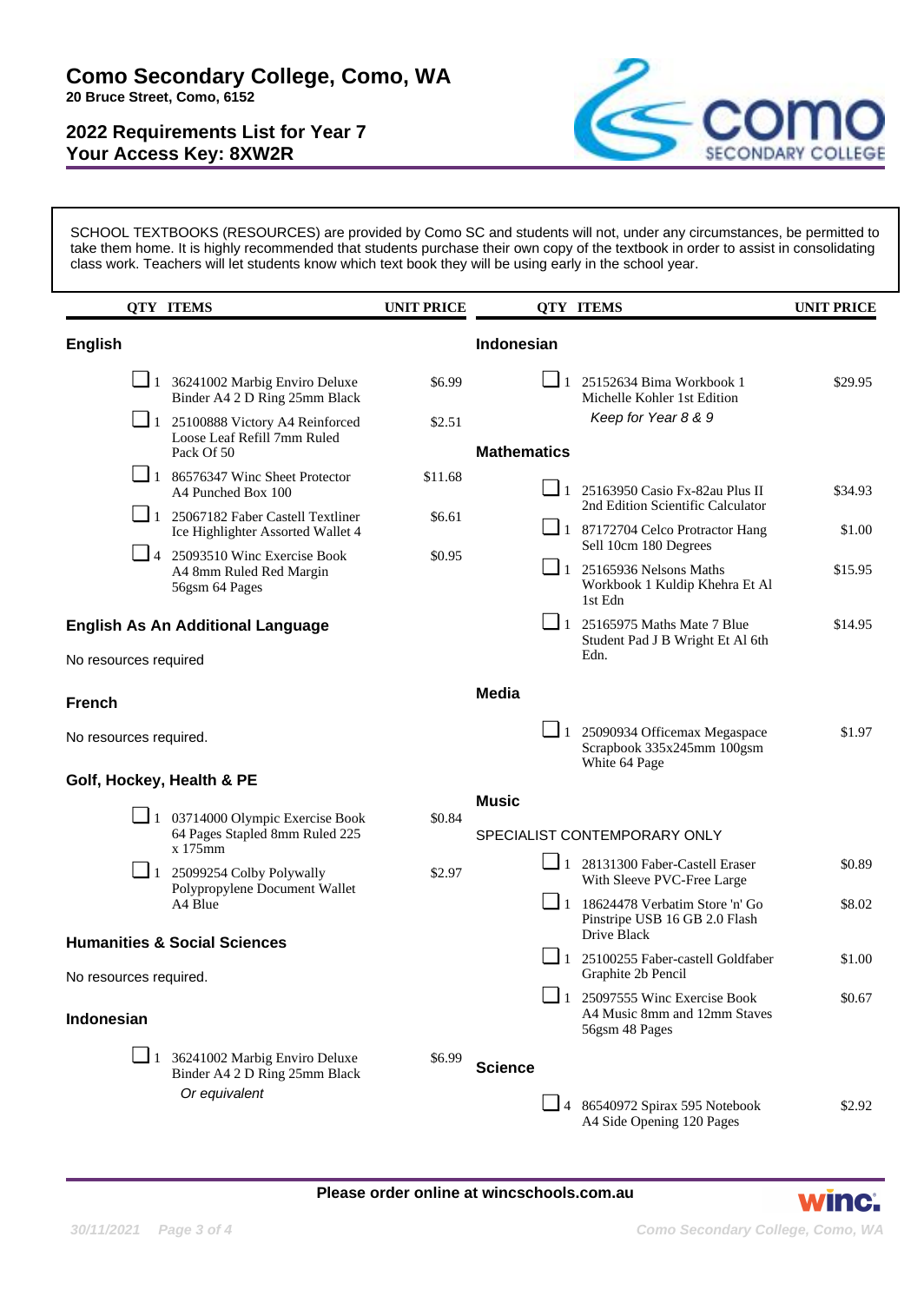# Como Secondary College, Como, WA

**20 Bruce Street, Como, 6152**

## 2022 Requirements List for Year 7
## Your Access Key: 8XW2R

SCHOOL TEXTBOOKS (RESOURCES) are provided by Como SC and students will not, under any circumstances, be permitted to take them home. It is highly recommended that students purchase their own copy of the textbook in order to assist in consolidating class work. Teachers will let students know which text book they will be using early in the school year.

### English

| QTY | ITEMS | UNIT PRICE |
|---|---|---|
| 1 | 36241002 Marbig Enviro Deluxe Binder A4 2 D Ring 25mm Black | $6.99 |
| 1 | 25100888 Victory A4 Reinforced Loose Leaf Refill 7mm Ruled Pack Of 50 | $2.51 |
| 1 | 86576347 Winc Sheet Protector A4 Punched Box 100 | $11.68 |
| 1 | 25067182 Faber Castell Textliner Ice Highlighter Assorted Wallet 4 | $6.61 |
| 4 | 25093510 Winc Exercise Book A4 8mm Ruled Red Margin 56gsm 64 Pages | $0.95 |

### English As An Additional Language

No resources required

### French

No resources required.

### Golf, Hockey, Health & PE

| QTY | ITEMS | UNIT PRICE |
|---|---|---|
| 1 | 03714000 Olympic Exercise Book 64 Pages Stapled 8mm Ruled 225 x 175mm | $0.84 |
| 1 | 25099254 Colby Polywally Polypropylene Document Wallet A4 Blue | $2.97 |

### Humanities & Social Sciences

No resources required.

### Indonesian

| QTY | ITEMS | UNIT PRICE |
|---|---|---|
| 1 | 36241002 Marbig Enviro Deluxe Binder A4 2 D Ring 25mm Black<br>*Or equivalent* | $6.99 |
| 1 | 25152634 Bima Workbook 1 Michelle Kohler 1st Edition<br>*Keep for Year 8 & 9* | $29.95 |

### Mathematics

| QTY | ITEMS | UNIT PRICE |
|---|---|---|
| 1 | 25163950 Casio Fx-82au Plus II 2nd Edition Scientific Calculator | $34.93 |
| 1 | 87172704 Celco Protractor Hang Sell 10cm 180 Degrees | $1.00 |
| 1 | 25165936 Nelsons Maths Workbook 1 Kuldip Khehra Et Al 1st Edn | $15.95 |
| 1 | 25165975 Maths Mate 7 Blue Student Pad J B Wright Et Al 6th Edn. | $14.95 |

### Media

| QTY | ITEMS | UNIT PRICE |
|---|---|---|
| 1 | 25090934 Officemax Megaspace Scrapbook 335x245mm 100gsm White 64 Page | $1.97 |

### Music

SPECIALIST CONTEMPORARY ONLY

| QTY | ITEMS | UNIT PRICE |
|---|---|---|
| 1 | 28131300 Faber-Castell Eraser With Sleeve PVC-Free Large | $0.89 |
| 1 | 18624478 Verbatim Store 'n' Go Pinstripe USB 16 GB 2.0 Flash Drive Black | $8.02 |
| 1 | 25100255 Faber-castell Goldfaber Graphite 2b Pencil | $1.00 |
| 1 | 25097555 Winc Exercise Book A4 Music 8mm and 12mm Staves 56gsm 48 Pages | $0.67 |

### Science

| QTY | ITEMS | UNIT PRICE |
|---|---|---|
| 4 | 86540972 Spirax 595 Notebook A4 Side Opening 120 Pages | $2.92 |

**Please order online at wincschools.com.au**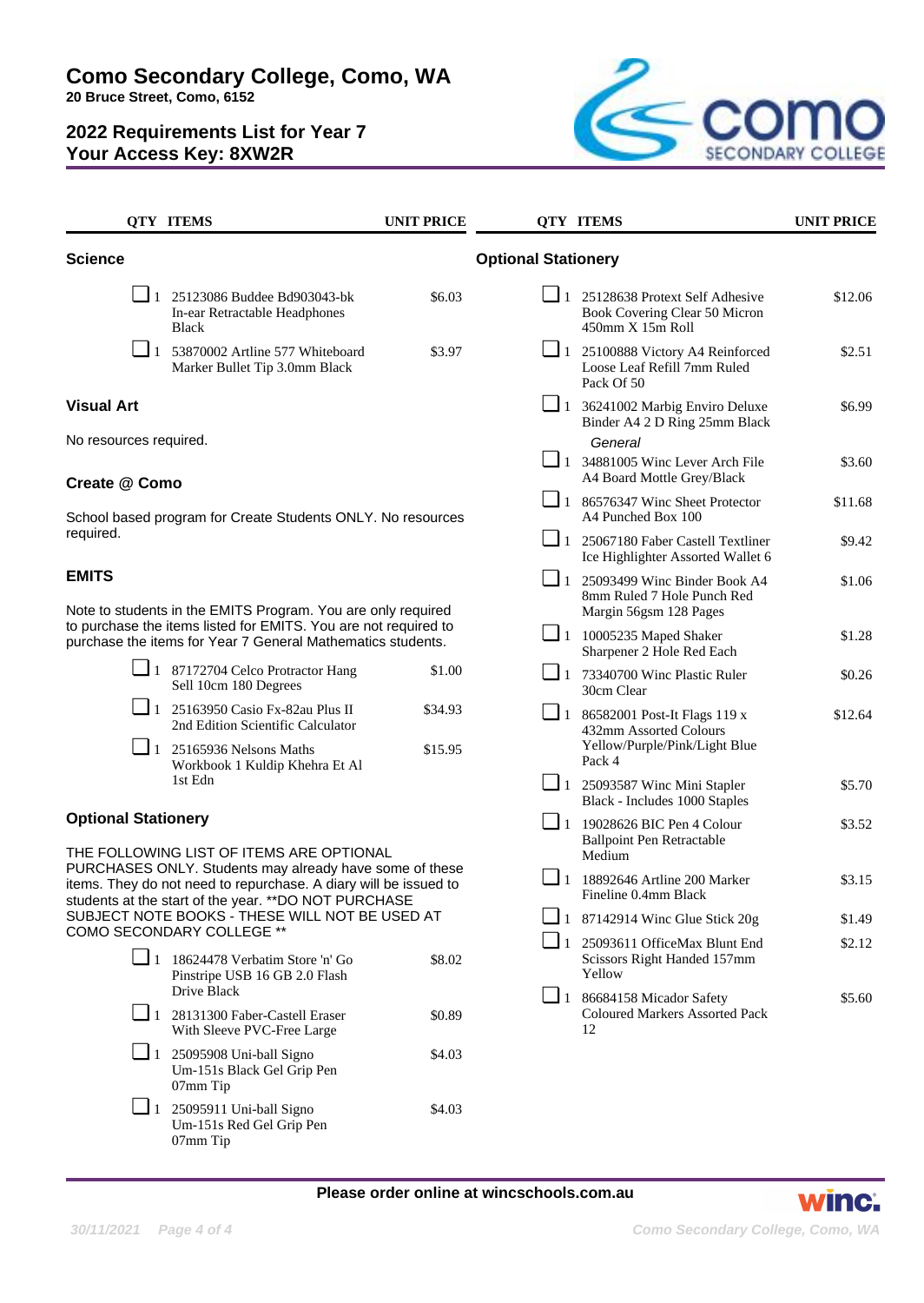# Como Secondary College, Como, WA

**20 Bruce Street, Como, 6152**

## 2022 Requirements List for Year 7
## Your Access Key: 8XW2R

### Science

| QTY | ITEMS | UNIT PRICE |
| --- | --- | --- |
| 1 | 25123086 Buddee Bd903043-bk In-ear Retractable Headphones Black | $6.03 |
| 1 | 53870002 Artline 577 Whiteboard Marker Bullet Tip 3.0mm Black | $3.97 |

### Visual Art

No resources required.

### Create @ Como

School based program for Create Students ONLY. No resources required.

### EMITS

Note to students in the EMITS Program. You are only required to purchase the items listed for EMITS. You are not required to purchase the items for Year 7 General Mathematics students.

| QTY | ITEMS | UNIT PRICE |
| --- | --- | --- |
| 1 | 87172704 Celco Protractor Hang Sell 10cm 180 Degrees | $1.00 |
| 1 | 25163950 Casio Fx-82au Plus II 2nd Edition Scientific Calculator | $34.93 |
| 1 | 25165936 Nelsons Maths Workbook 1 Kuldip Khehra Et Al 1st Edn | $15.95 |

### Optional Stationery

THE FOLLOWING LIST OF ITEMS ARE OPTIONAL PURCHASES ONLY. Students may already have some of these items. They do not need to repurchase. A diary will be issued to students at the start of the year. **DO NOT PURCHASE SUBJECT NOTE BOOKS - THESE WILL NOT BE USED AT COMO SECONDARY COLLEGE **

| QTY | ITEMS | UNIT PRICE |
| --- | --- | --- |
| 1 | 18624478 Verbatim Store 'n' Go Pinstripe USB 16 GB 2.0 Flash Drive Black | $8.02 |
| 1 | 28131300 Faber-Castell Eraser With Sleeve PVC-Free Large | $0.89 |
| 1 | 25095908 Uni-ball Signo Um-151s Black Gel Grip Pen 07mm Tip | $4.03 |
| 1 | 25095911 Uni-ball Signo Um-151s Red Gel Grip Pen 07mm Tip | $4.03 |

### Optional Stationery

| QTY | ITEMS | UNIT PRICE |
| --- | --- | --- |
| 1 | 25128638 Protext Self Adhesive Book Covering Clear 50 Micron 450mm X 15m Roll | $12.06 |
| 1 | 25100888 Victory A4 Reinforced Loose Leaf Refill 7mm Ruled Pack Of 50 | $2.51 |
| 1 | 36241002 Marbig Enviro Deluxe Binder A4 2 D Ring 25mm Black | $6.99 |

*General*

| QTY | ITEMS | UNIT PRICE |
| --- | --- | --- |
| 1 | 34881005 Winc Lever Arch File A4 Board Mottle Grey/Black | $3.60 |
| 1 | 86576347 Winc Sheet Protector A4 Punched Box 100 | $11.68 |
| 1 | 25067180 Faber Castell Textliner Ice Highlighter Assorted Wallet 6 | $9.42 |
| 1 | 25093499 Winc Binder Book A4 8mm Ruled 7 Hole Punch Red Margin 56gsm 128 Pages | $1.06 |
| 1 | 10005235 Maped Shaker Sharpener 2 Hole Red Each | $1.28 |
| 1 | 73340700 Winc Plastic Ruler 30cm Clear | $0.26 |
| 1 | 86582001 Post-It Flags 119 x 432mm Assorted Colours Yellow/Purple/Pink/Light Blue Pack 4 | $12.64 |
| 1 | 25093587 Winc Mini Stapler Black - Includes 1000 Staples | $5.70 |
| 1 | 19028626 BIC Pen 4 Colour Ballpoint Pen Retractable Medium | $3.52 |
| 1 | 18892646 Artline 200 Marker Fineline 0.4mm Black | $3.15 |
| 1 | 87142914 Winc Glue Stick 20g | $1.49 |
| 1 | 25093611 OfficeMax Blunt End Scissors Right Handed 157mm Yellow | $2.12 |
| 1 | 86684158 Micador Safety Coloured Markers Assorted Pack 12 | $5.60 |

**Please order online at wincschools.com.au**